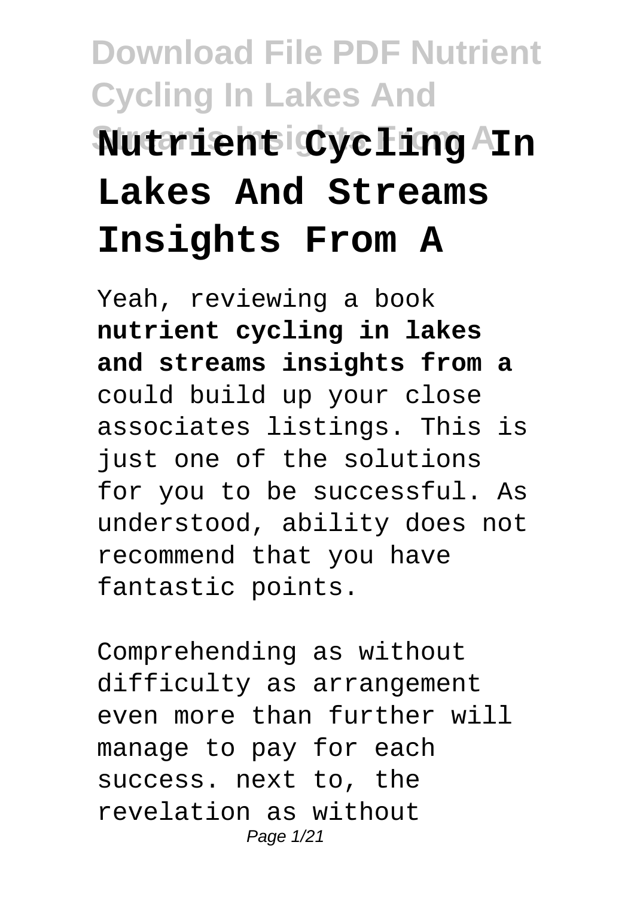# Nutrient Cycling In Lakes And Streams Insights From A

Yeah, reviewing a book **nutrient cycling in lakes and streams insights from a** could build up your close associates listings. This is just one of the solutions for you to be successful. As understood, ability does not recommend that you have fantastic points.

Comprehending as without difficulty as arrangement even more than further will manage to pay for each success. next to, the revelation as without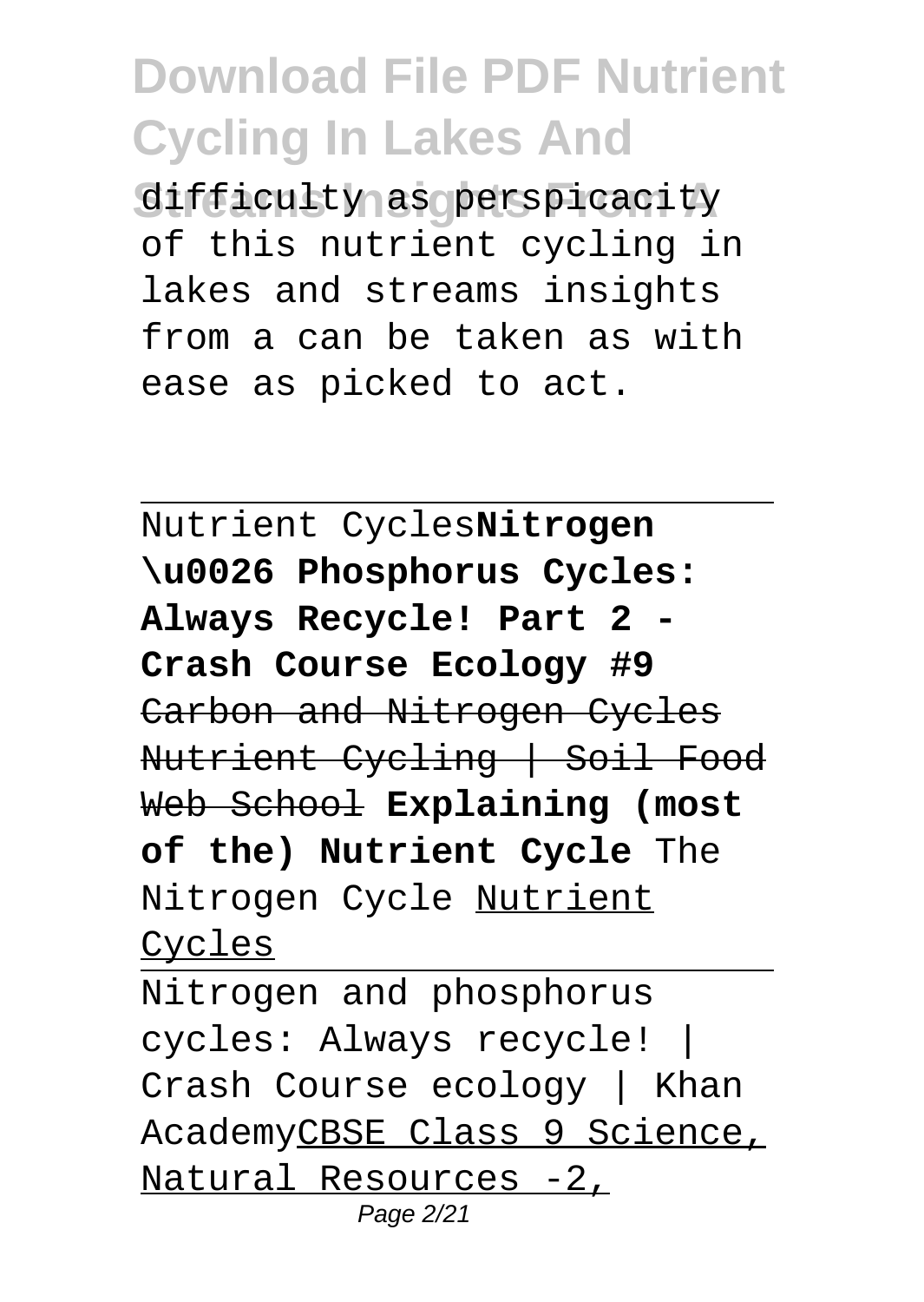difficulty as perspicacity of this nutrient cycling in lakes and streams insights from a can be taken as with ease as picked to act.

---

Nutrient Cycles **Nitrogen \u0026 Phosphorus Cycles: Always Recycle! Part 2 - Crash Course Ecology #9** ~~Carbon and Nitrogen Cycles~~ ~~Nutrient Cycling | Soil Food Web School~~ **Explaining (most of the) Nutrient Cycle** The Nitrogen Cycle Nutrient Cycles

---

Nitrogen and phosphorus cycles: Always recycle! | Crash Course ecology | Khan Academy CBSE Class 9 Science, Natural Resources -2,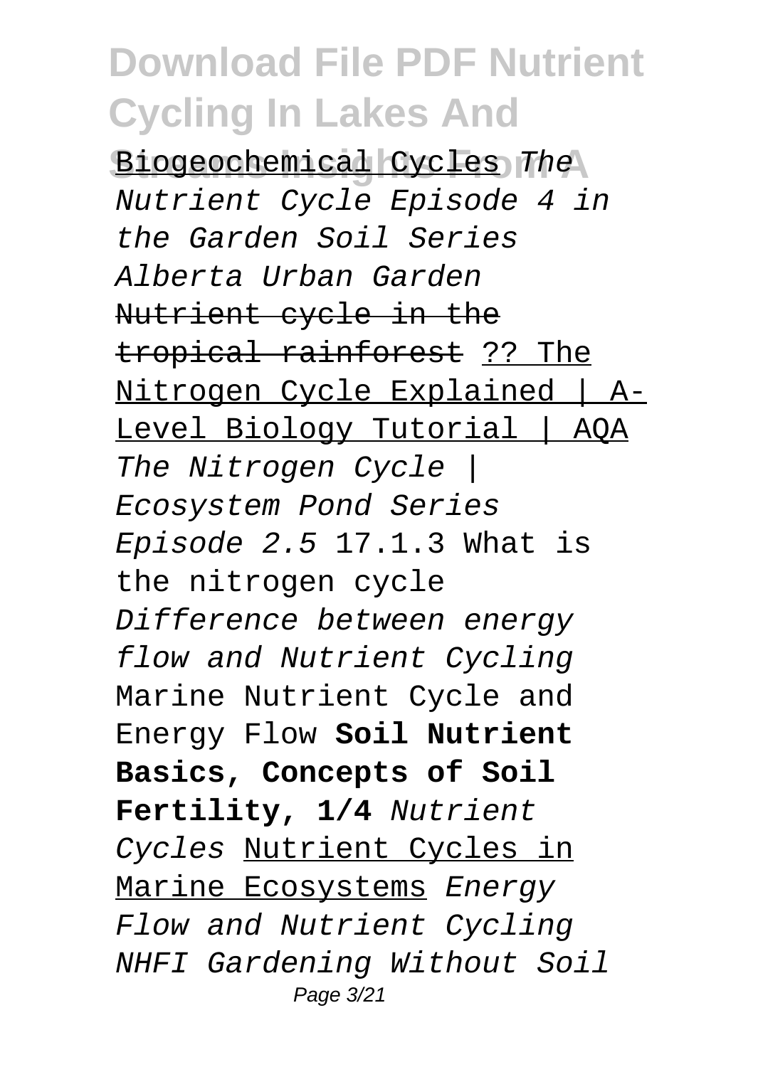Biogeochemical Cycles *The Nutrient Cycle Episode 4 in the Garden Soil Series Alberta Urban Garden* ~~Nutrient cycle in the tropical rainforest~~ ?? The Nitrogen Cycle Explained | A-Level Biology Tutorial | AQA *The Nitrogen Cycle | Ecosystem Pond Series Episode 2.5* 17.1.3 What is the nitrogen cycle *Difference between energy flow and Nutrient Cycling* Marine Nutrient Cycle and Energy Flow **Soil Nutrient Basics, Concepts of Soil Fertility, 1/4** *Nutrient Cycles* Nutrient Cycles in Marine Ecosystems *Energy Flow and Nutrient Cycling NHFI Gardening Without Soil*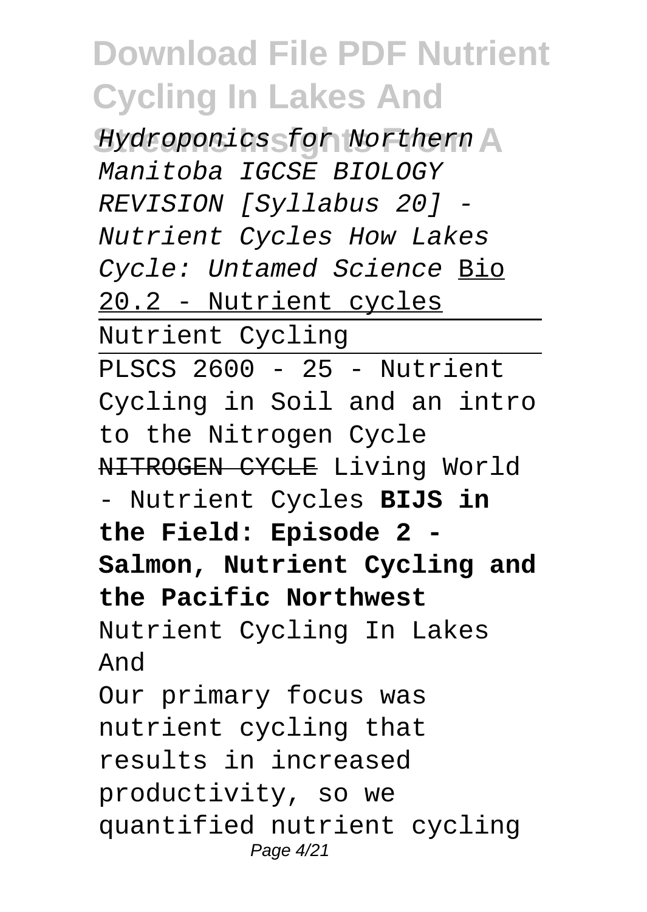*Hydroponics for Northern Manitoba IGCSE BIOLOGY REVISION [Syllabus 20] - Nutrient Cycles How Lakes Cycle: Untamed Science* Bio 20.2 - Nutrient cycles

Nutrient Cycling

PLSCS 2600 - 25 - Nutrient Cycling in Soil and an intro to the Nitrogen Cycle

~~NITROGEN CYCLE~~ Living World - Nutrient Cycles **BIJS in the Field: Episode 2 - Salmon, Nutrient Cycling and the Pacific Northwest**

Nutrient Cycling In Lakes And

Our primary focus was nutrient cycling that results in increased productivity, so we quantified nutrient cycling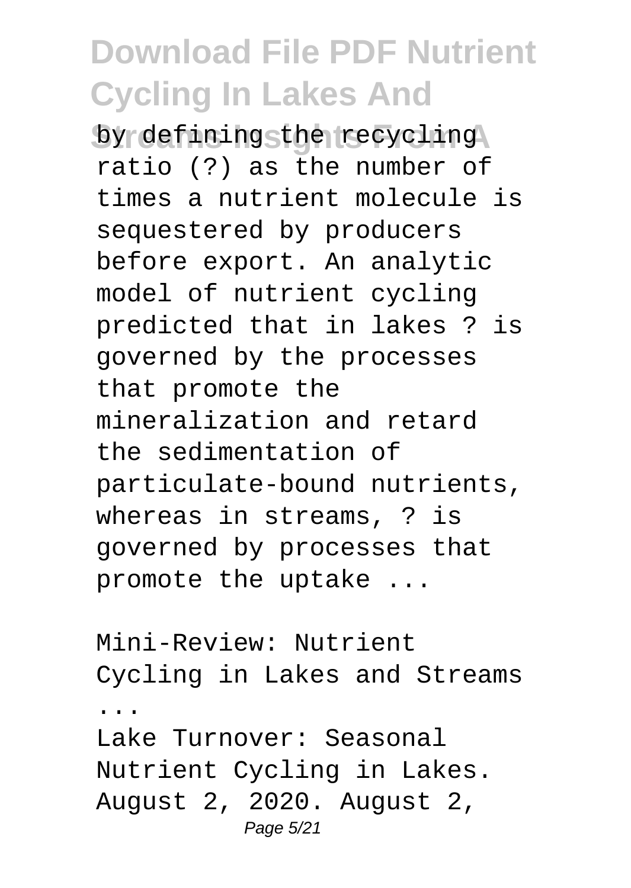by defining the recycling ratio (?) as the number of times a nutrient molecule is sequestered by producers before export. An analytic model of nutrient cycling predicted that in lakes ? is governed by the processes that promote the mineralization and retard the sedimentation of particulate-bound nutrients, whereas in streams, ? is governed by processes that promote the uptake ...

Mini-Review: Nutrient Cycling in Lakes and Streams ...

Lake Turnover: Seasonal Nutrient Cycling in Lakes. August 2, 2020. August 2,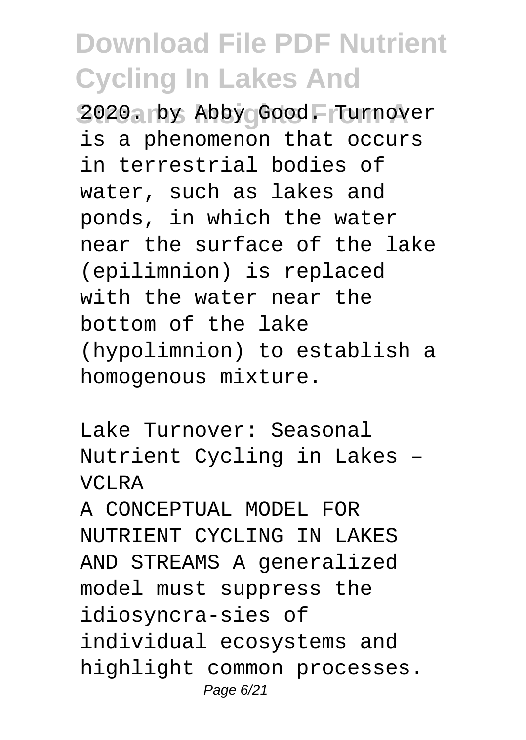2020. by Abby Good. Turnover is a phenomenon that occurs in terrestrial bodies of water, such as lakes and ponds, in which the water near the surface of the lake (epilimnion) is replaced with the water near the bottom of the lake (hypolimnion) to establish a homogenous mixture.

Lake Turnover: Seasonal Nutrient Cycling in Lakes – VCLRA

A CONCEPTUAL MODEL FOR NUTRIENT CYCLING IN LAKES AND STREAMS A generalized model must suppress the idiosyncra-sies of individual ecosystems and highlight common processes.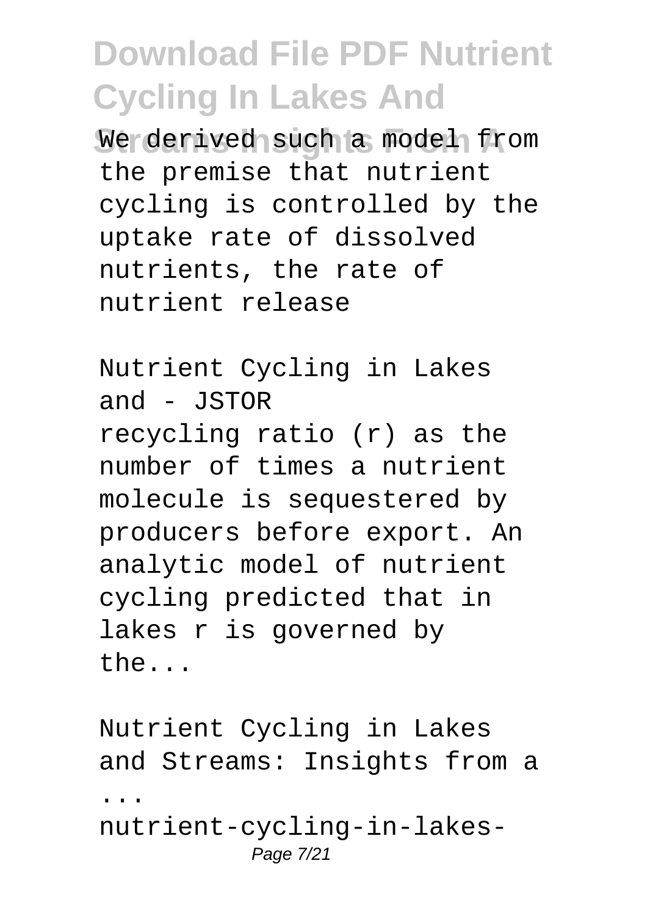We derived such a model from the premise that nutrient cycling is controlled by the uptake rate of dissolved nutrients, the rate of nutrient release

Nutrient Cycling in Lakes and - JSTOR
recycling ratio (r) as the number of times a nutrient molecule is sequestered by producers before export. An analytic model of nutrient cycling predicted that in lakes r is governed by the...

Nutrient Cycling in Lakes and Streams: Insights from a ...
nutrient-cycling-in-lakes-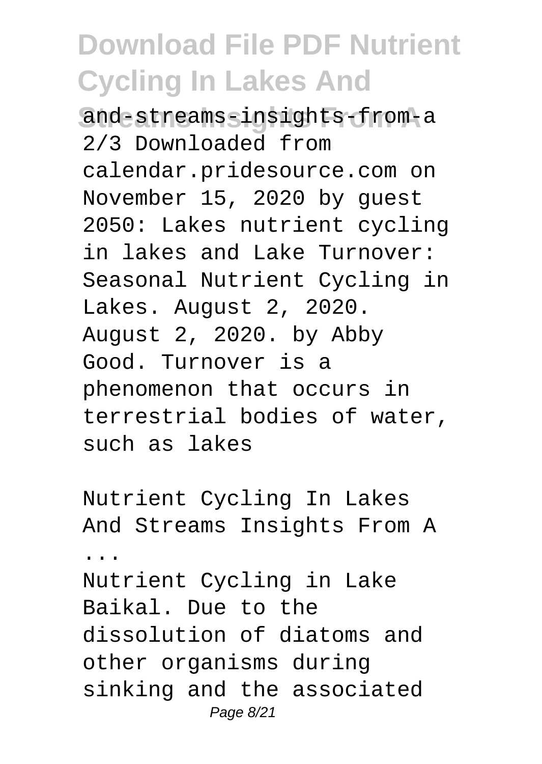and-streams-insights-from-a 2/3 Downloaded from calendar.pridesource.com on November 15, 2020 by guest 2050: Lakes nutrient cycling in lakes and Lake Turnover: Seasonal Nutrient Cycling in Lakes. August 2, 2020. August 2, 2020. by Abby Good. Turnover is a phenomenon that occurs in terrestrial bodies of water, such as lakes

Nutrient Cycling In Lakes And Streams Insights From A ...

Nutrient Cycling in Lake Baikal. Due to the dissolution of diatoms and other organisms during sinking and the associated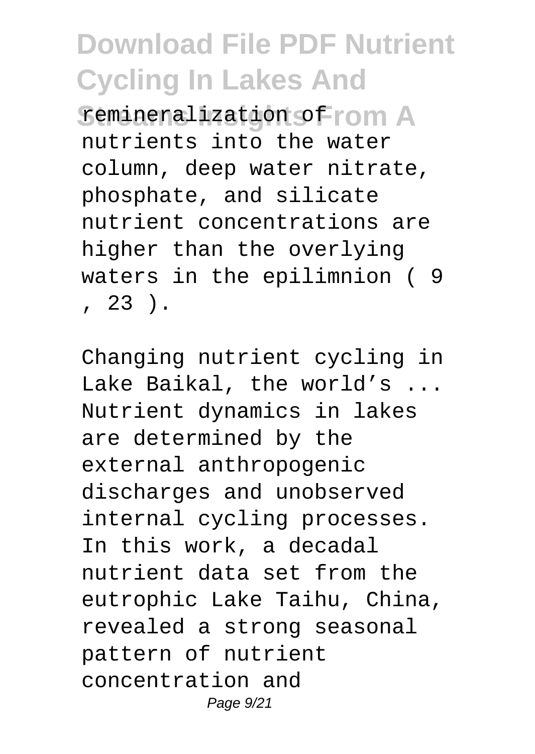remineralization of nutrients into the water column, deep water nitrate, phosphate, and silicate nutrient concentrations are higher than the overlying waters in the epilimnion ( 9 , 23 ).

Changing nutrient cycling in Lake Baikal, the world's ...
Nutrient dynamics in lakes are determined by the external anthropogenic discharges and unobserved internal cycling processes. In this work, a decadal nutrient data set from the eutrophic Lake Taihu, China, revealed a strong seasonal pattern of nutrient concentration and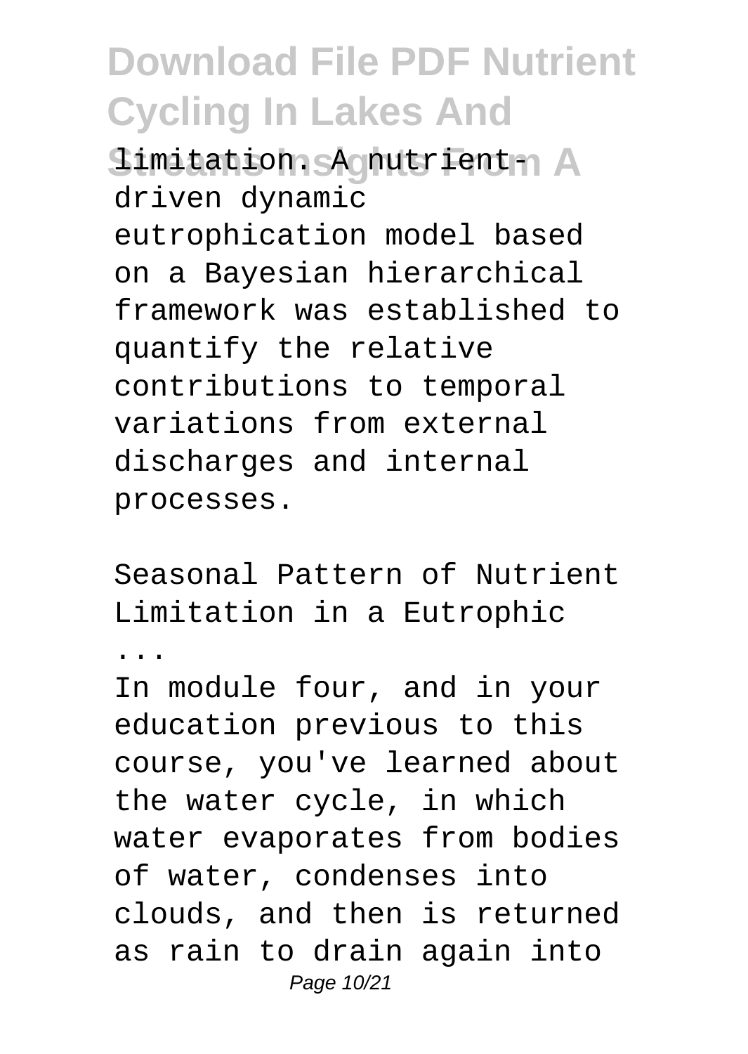limitation. A nutrient-driven dynamic eutrophication model based on a Bayesian hierarchical framework was established to quantify the relative contributions to temporal variations from external discharges and internal processes.

Seasonal Pattern of Nutrient Limitation in a Eutrophic ...

In module four, and in your education previous to this course, you've learned about the water cycle, in which water evaporates from bodies of water, condenses into clouds, and then is returned as rain to drain again into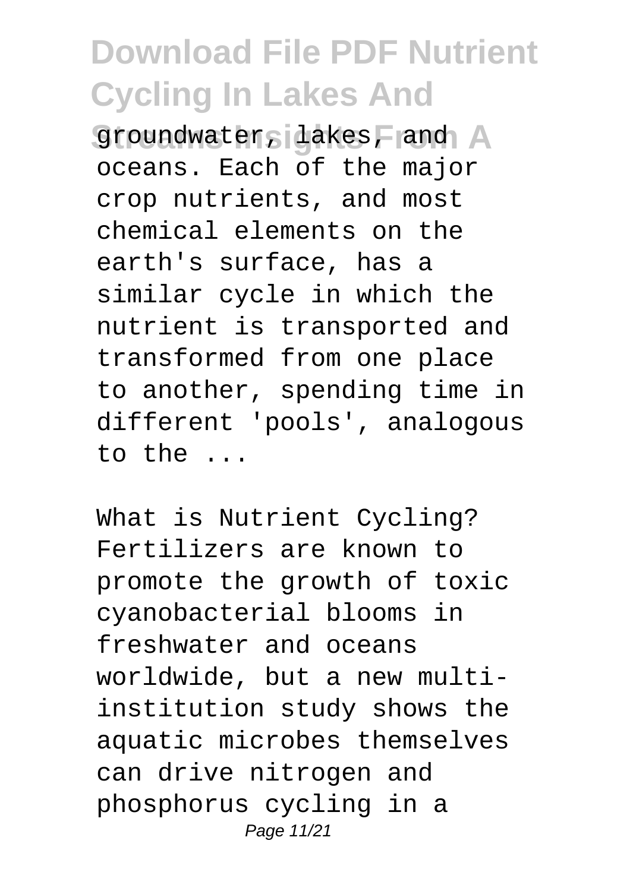groundwater, lakes, and oceans. Each of the major crop nutrients, and most chemical elements on the earth's surface, has a similar cycle in which the nutrient is transported and transformed from one place to another, spending time in different 'pools', analogous to the ...

What is Nutrient Cycling?
Fertilizers are known to promote the growth of toxic cyanobacterial blooms in freshwater and oceans worldwide, but a new multi-institution study shows the aquatic microbes themselves can drive nitrogen and phosphorus cycling in a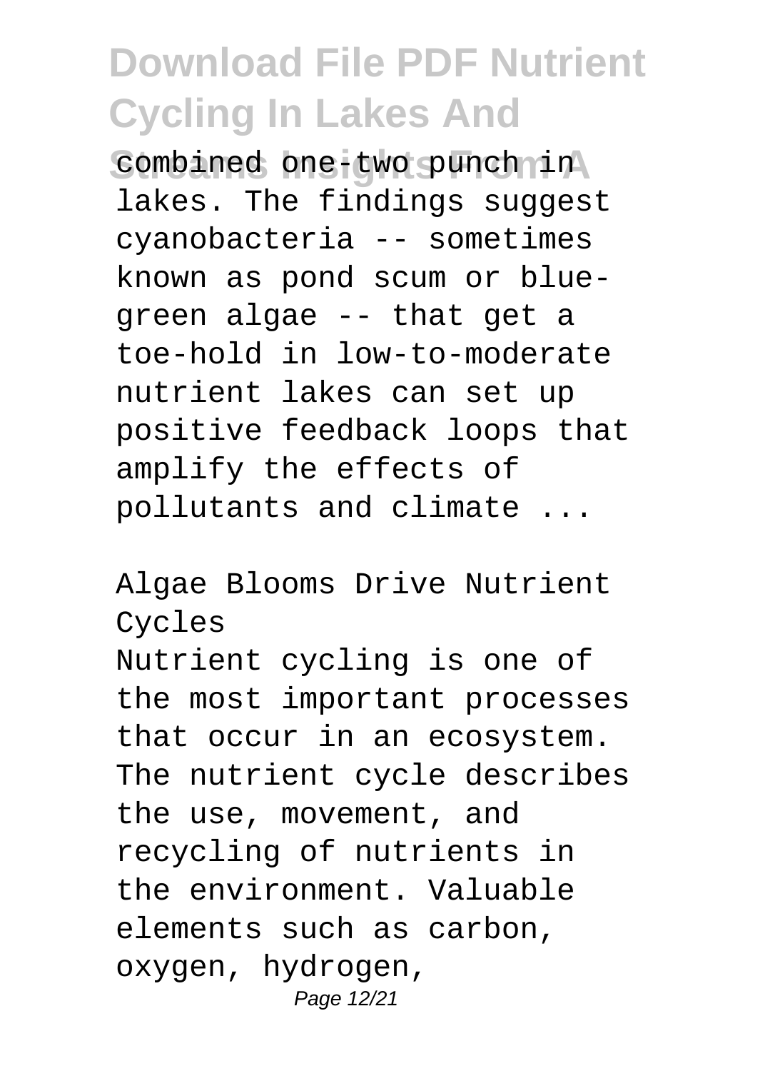combined one-two punch in lakes. The findings suggest cyanobacteria -- sometimes known as pond scum or blue-green algae -- that get a toe-hold in low-to-moderate nutrient lakes can set up positive feedback loops that amplify the effects of pollutants and climate ...

Algae Blooms Drive Nutrient Cycles

Nutrient cycling is one of the most important processes that occur in an ecosystem. The nutrient cycle describes the use, movement, and recycling of nutrients in the environment. Valuable elements such as carbon, oxygen, hydrogen,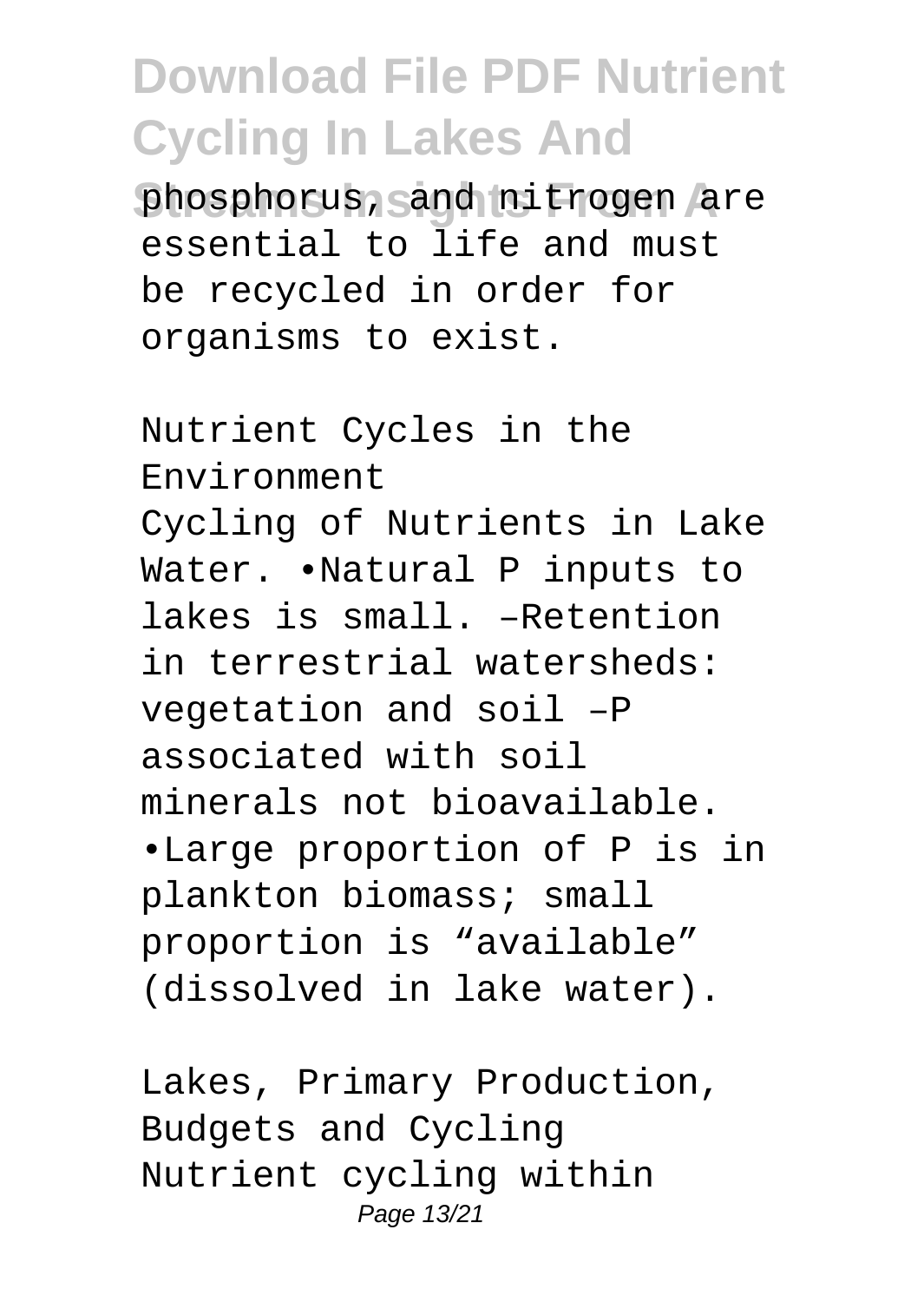phosphorus, and nitrogen are essential to life and must be recycled in order for organisms to exist.

Nutrient Cycles in the Environment

Cycling of Nutrients in Lake Water. •Natural P inputs to lakes is small. –Retention in terrestrial watersheds: vegetation and soil –P associated with soil minerals not bioavailable. •Large proportion of P is in plankton biomass; small proportion is "available" (dissolved in lake water).

Lakes, Primary Production, Budgets and Cycling

Nutrient cycling within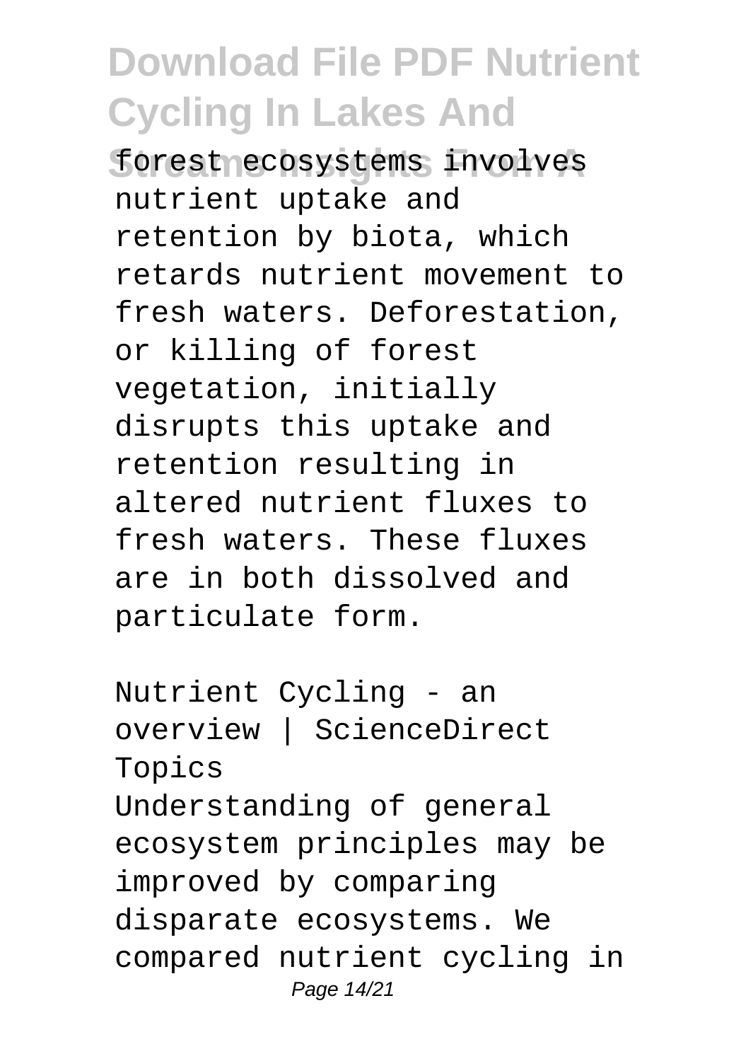forest ecosystems involves nutrient uptake and retention by biota, which retards nutrient movement to fresh waters. Deforestation, or killing of forest vegetation, initially disrupts this uptake and retention resulting in altered nutrient fluxes to fresh waters. These fluxes are in both dissolved and particulate form.

Nutrient Cycling - an overview | ScienceDirect Topics

Understanding of general ecosystem principles may be improved by comparing disparate ecosystems. We compared nutrient cycling in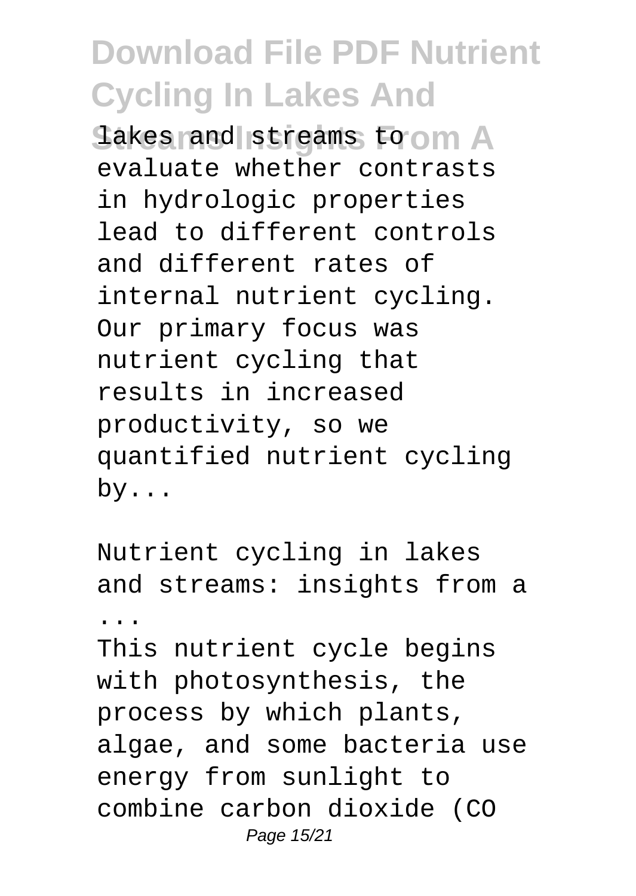lakes and streams to evaluate whether contrasts in hydrologic properties lead to different controls and different rates of internal nutrient cycling. Our primary focus was nutrient cycling that results in increased productivity, so we quantified nutrient cycling by...

Nutrient cycling in lakes and streams: insights from a ...

This nutrient cycle begins with photosynthesis, the process by which plants, algae, and some bacteria use energy from sunlight to combine carbon dioxide (CO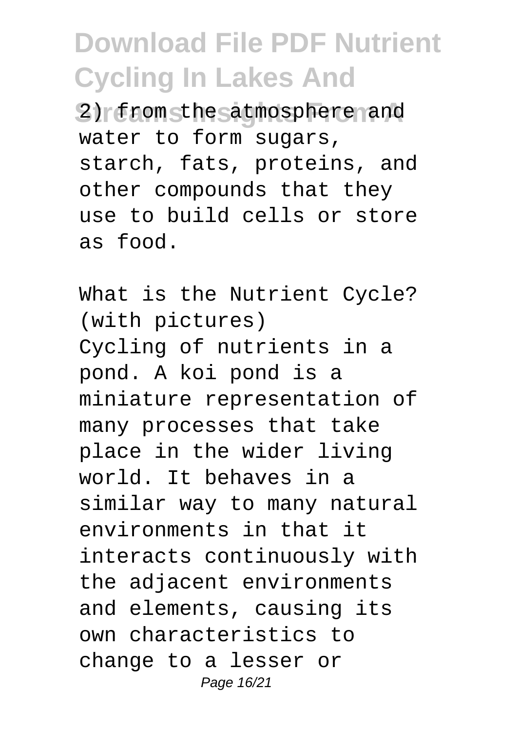2) from the atmosphere and water to form sugars, starch, fats, proteins, and other compounds that they use to build cells or store as food.

What is the Nutrient Cycle? (with pictures)

Cycling of nutrients in a pond. A koi pond is a miniature representation of many processes that take place in the wider living world. It behaves in a similar way to many natural environments in that it interacts continuously with the adjacent environments and elements, causing its own characteristics to change to a lesser or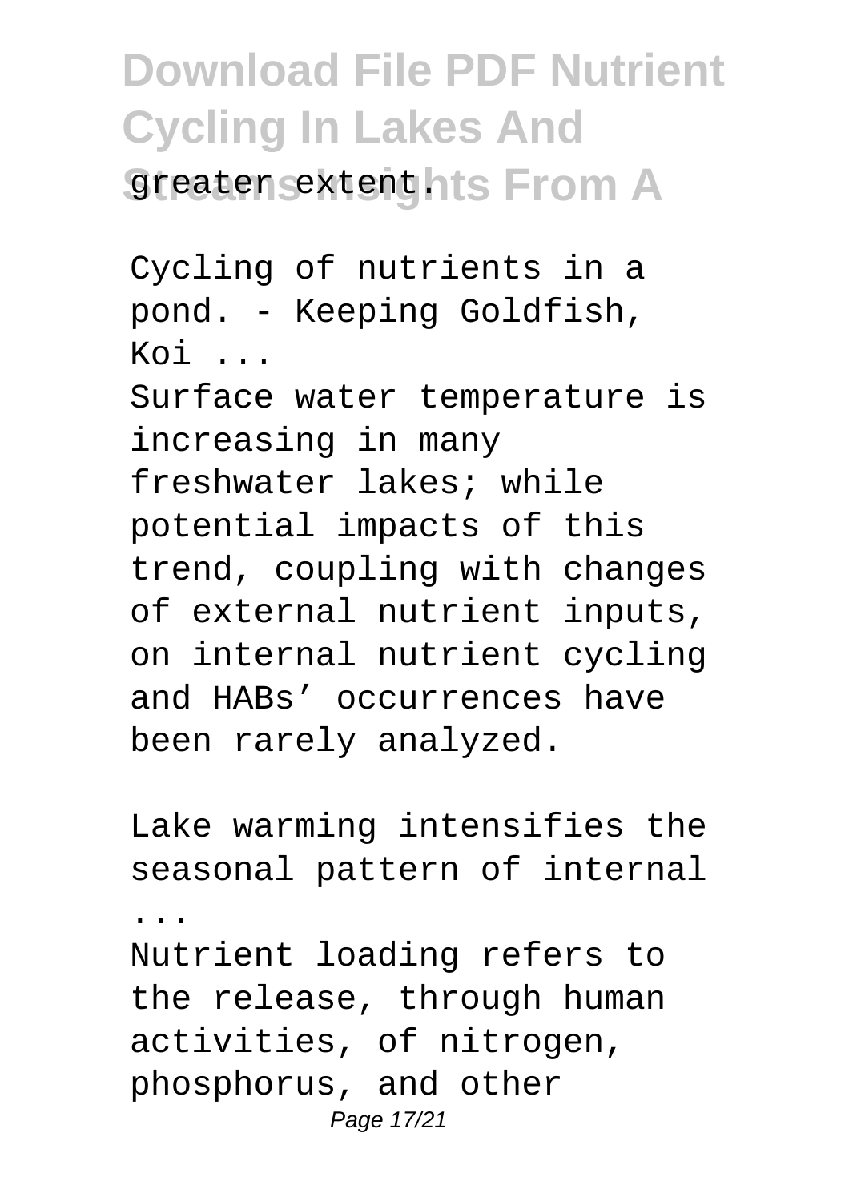greater extent.

Cycling of nutrients in a pond. - Keeping Goldfish, Koi ...

Surface water temperature is increasing in many freshwater lakes; while potential impacts of this trend, coupling with changes of external nutrient inputs, on internal nutrient cycling and HABs' occurrences have been rarely analyzed.

Lake warming intensifies the seasonal pattern of internal ...

Nutrient loading refers to the release, through human activities, of nitrogen, phosphorus, and other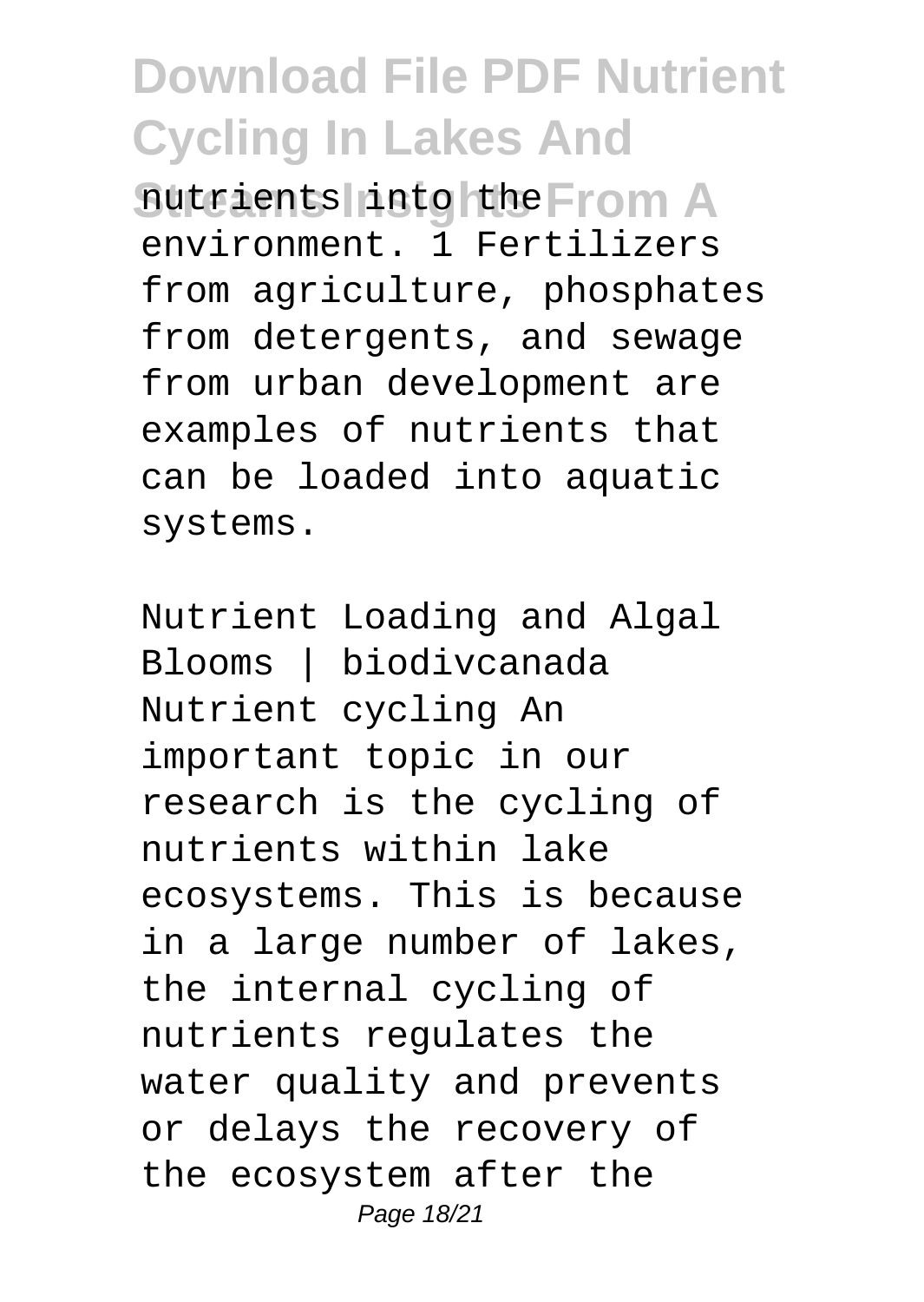nutrients into the environment. 1 Fertilizers from agriculture, phosphates from detergents, and sewage from urban development are examples of nutrients that can be loaded into aquatic systems.

Nutrient Loading and Algal Blooms | biodivcanada
Nutrient cycling An important topic in our research is the cycling of nutrients within lake ecosystems. This is because in a large number of lakes, the internal cycling of nutrients regulates the water quality and prevents or delays the recovery of the ecosystem after the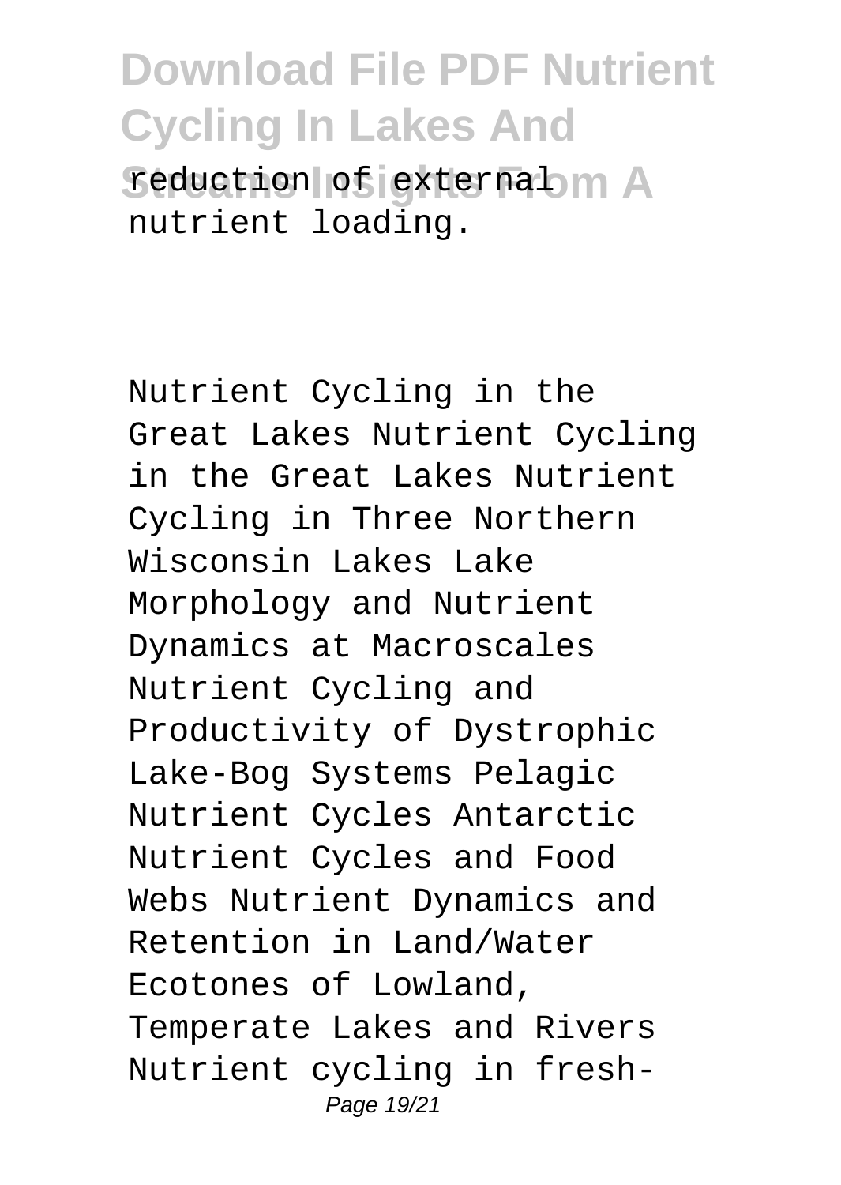reduction of external nutrient loading.

Nutrient Cycling in the Great Lakes Nutrient Cycling in the Great Lakes Nutrient Cycling in Three Northern Wisconsin Lakes Lake Morphology and Nutrient Dynamics at Macroscales Nutrient Cycling and Productivity of Dystrophic Lake-Bog Systems Pelagic Nutrient Cycles Antarctic Nutrient Cycles and Food Webs Nutrient Dynamics and Retention in Land/Water Ecotones of Lowland, Temperate Lakes and Rivers Nutrient cycling in fresh-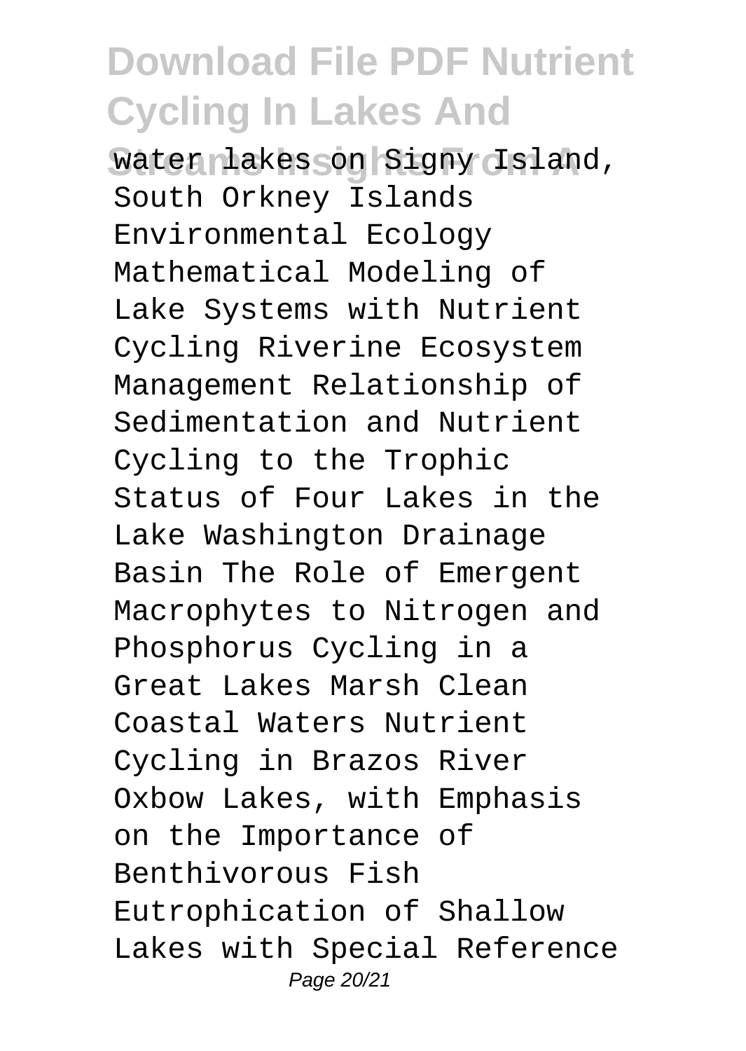water lakes on Signy Island, South Orkney Islands Environmental Ecology Mathematical Modeling of Lake Systems with Nutrient Cycling Riverine Ecosystem Management Relationship of Sedimentation and Nutrient Cycling to the Trophic Status of Four Lakes in the Lake Washington Drainage Basin The Role of Emergent Macrophytes to Nitrogen and Phosphorus Cycling in a Great Lakes Marsh Clean Coastal Waters Nutrient Cycling in Brazos River Oxbow Lakes, with Emphasis on the Importance of Benthivorous Fish Eutrophication of Shallow Lakes with Special Reference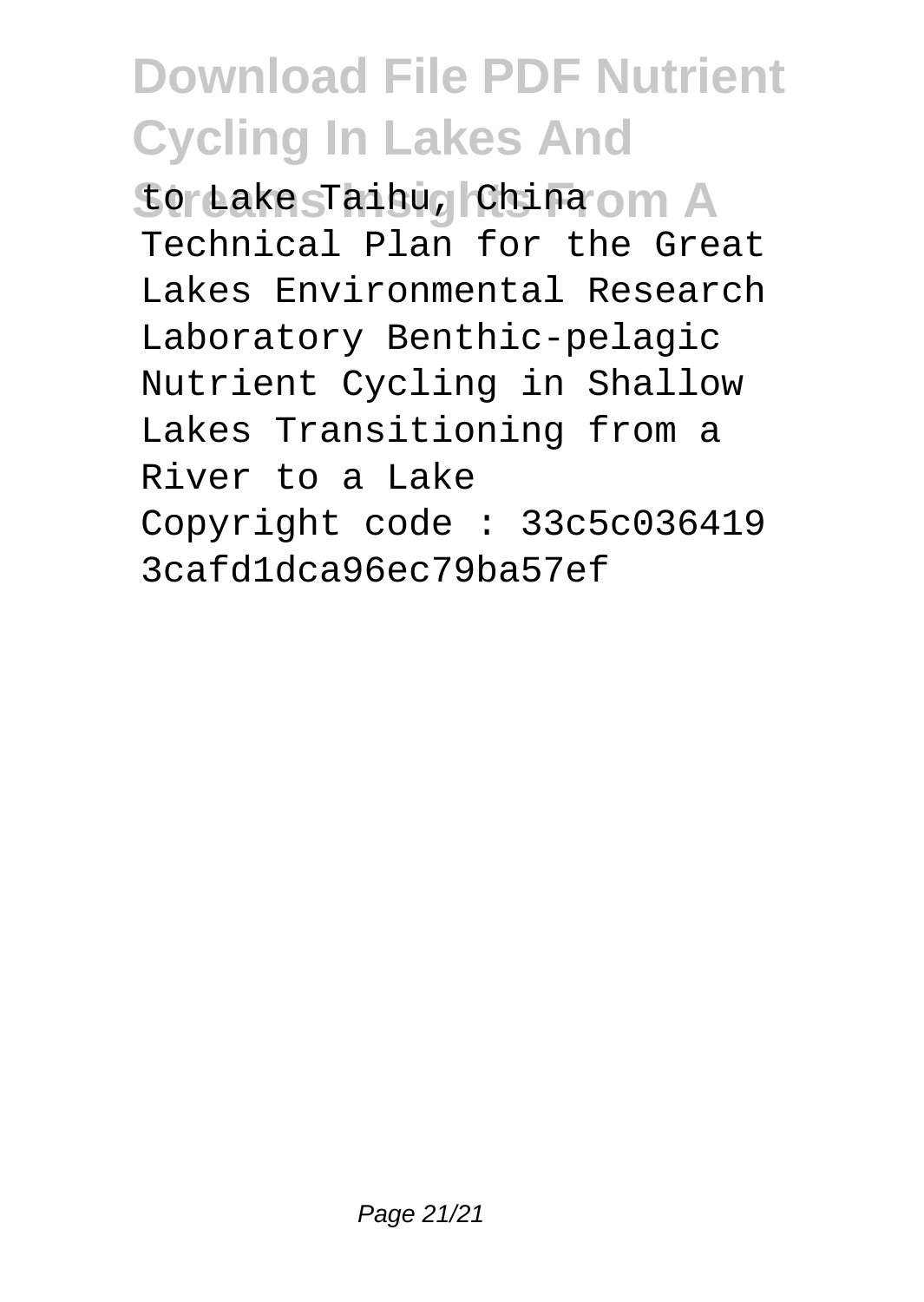to Lake Taihu, China
Technical Plan for the Great Lakes Environmental Research Laboratory Benthic-pelagic Nutrient Cycling in Shallow Lakes Transitioning from a River to a Lake
Copyright code : 33c5c0364193cafd1dca96ec79ba57ef